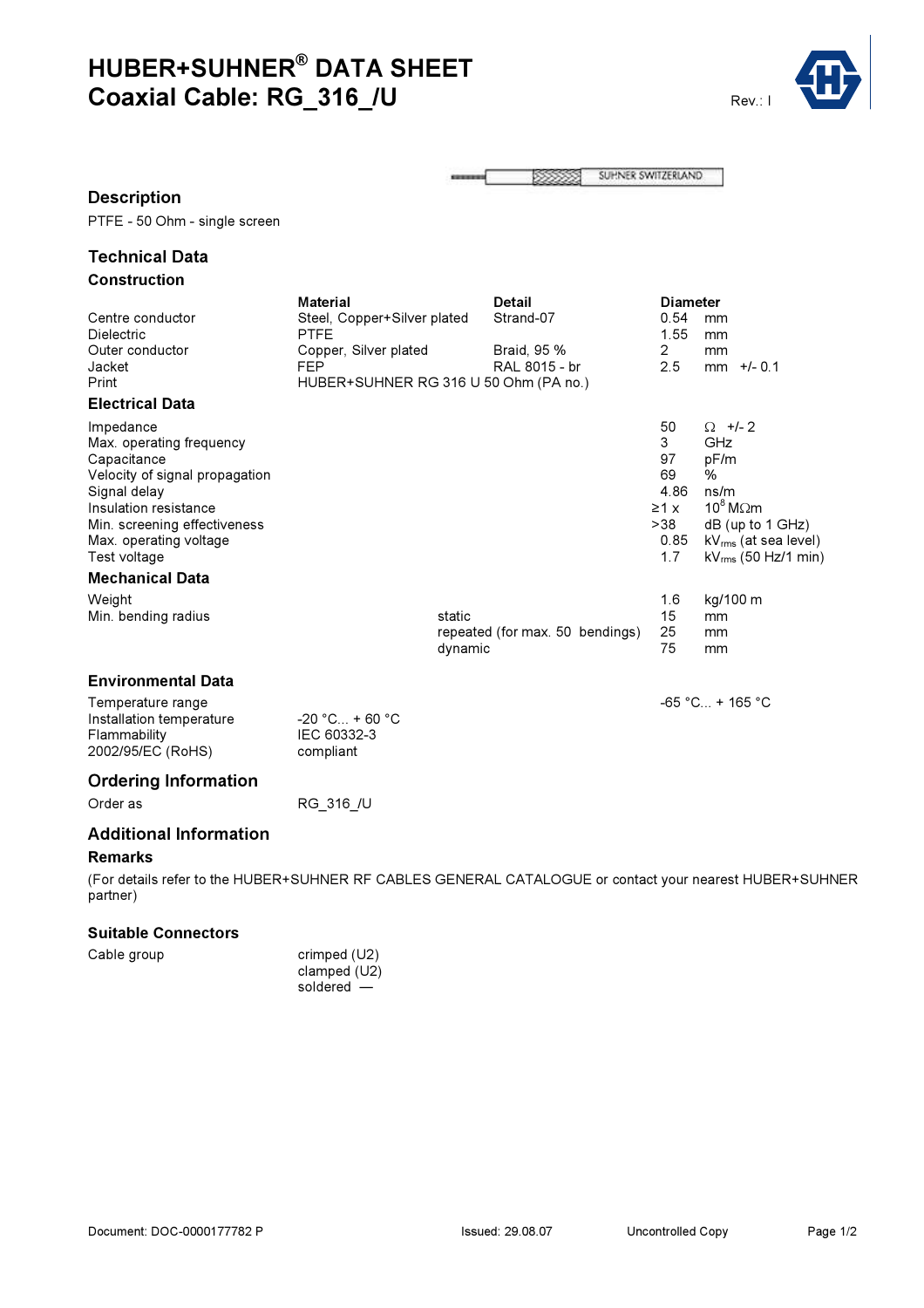# HUBER+SUHNER® DATA SHEET
# Coaxial Cable: RG_316_/U

Rev.: I

## Description

PTFE - 50 Ohm - single screen

## Technical Data

### Construction

| | Material | Detail | Diameter |
|---|---|---|---|
| Centre conductor | Steel, Copper+Silver plated | Strand-07 | 0.54 mm |
| Dielectric | PTFE | | 1.55 mm |
| Outer conductor | Copper, Silver plated | Braid, 95 % | 2 mm |
| Jacket | FEP | RAL 8015 - br | 2.5 mm +/- 0.1 |
| Print | HUBER+SUHNER RG 316 U 50 Ohm (PA no.) | | |

### Electrical Data

| | | |
|---|---|---|
| Impedance | 50 | Ω +/- 2 |
| Max. operating frequency | 3 | GHz |
| Capacitance | 97 | pF/m |
| Velocity of signal propagation | 69 | % |
| Signal delay | 4.86 | ns/m |
| Insulation resistance | ≥1 x | $10^8$ MΩm |
| Min. screening effectiveness | >38 | dB (up to 1 GHz) |
| Max. operating voltage | 0.85 | $kV_{rms}$ (at sea level) |
| Test voltage | 1.7 | $kV_{rms}$ (50 Hz/1 min) |

### Mechanical Data

| | | | |
|---|---|---|---|
| Weight | | 1.6 | kg/100 m |
| Min. bending radius | static | 15 | mm |
| | repeated (for max. 50 bendings) | 25 | mm |
| | dynamic | 75 | mm |

## Environmental Data

| | |
|---|---|
| Temperature range | -65 °C... + 165 °C |
| Installation temperature | -20 °C... + 60 °C |
| Flammability | IEC 60332-3 |
| 2002/95/EC (RoHS) | compliant |

## Ordering Information

Order as RG_316_/U

## Additional Information

### Remarks

(For details refer to the HUBER+SUHNER RF CABLES GENERAL CATALOGUE or contact your nearest HUBER+SUHNER partner)

### Suitable Connectors

| | |
|---|---|
| Cable group | crimped (U2) |
| | clamped (U2) |
| | soldered — |

Document: DOC-0000177782 P Issued: 29.08.07 Uncontrolled Copy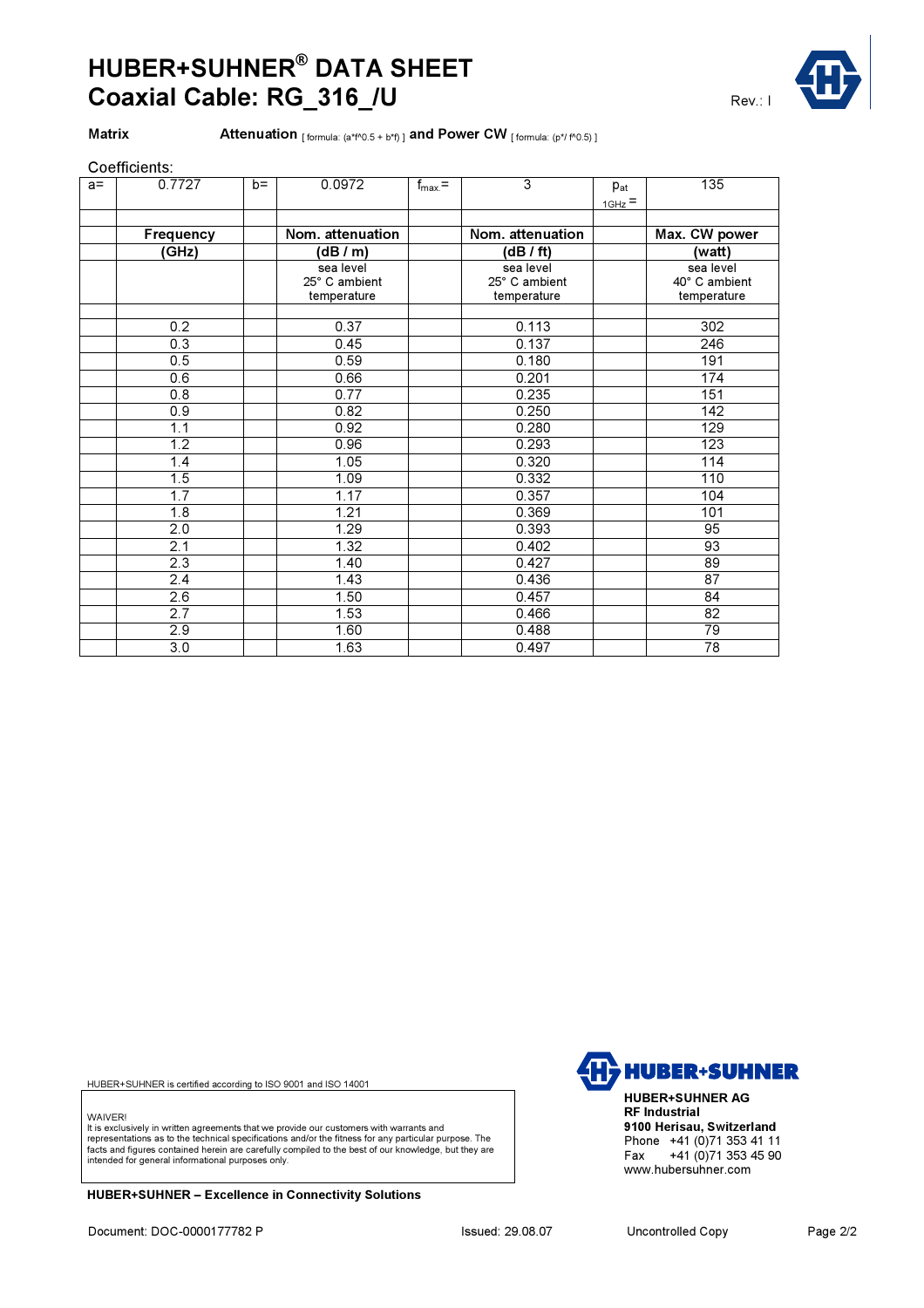# HUBER+SUHNER® DATA SHEET
# Coaxial Cable: RG_316_/U

Rev.: I

**Matrix** **Attenuation** [ formula: (a*f^0.5 + b*f) ] **and Power CW** [ formula: (p*/ f^0.5) ]

Coefficients:

| a= | 0.7727 | b= | 0.0972 | $f_{max.}$= | 3 | $p_{at\ 1GHz}$ = | 135 |
|---|---|---|---|---|---|---|---|
| | | | | | | | |
| | **Frequency** | | **Nom. attenuation** | | **Nom. attenuation** | | **Max. CW power** |
| | **(GHz)** | | **(dB / m)** | | **(dB / ft)** | | **(watt)** |
| | | | sea level 25° C ambient temperature | | sea level 25° C ambient temperature | | sea level 40° C ambient temperature |
| | | | | | | | |
| | 0.2 | | 0.37 | | 0.113 | | 302 |
| | 0.3 | | 0.45 | | 0.137 | | 246 |
| | 0.5 | | 0.59 | | 0.180 | | 191 |
| | 0.6 | | 0.66 | | 0.201 | | 174 |
| | 0.8 | | 0.77 | | 0.235 | | 151 |
| | 0.9 | | 0.82 | | 0.250 | | 142 |
| | 1.1 | | 0.92 | | 0.280 | | 129 |
| | 1.2 | | 0.96 | | 0.293 | | 123 |
| | 1.4 | | 1.05 | | 0.320 | | 114 |
| | 1.5 | | 1.09 | | 0.332 | | 110 |
| | 1.7 | | 1.17 | | 0.357 | | 104 |
| | 1.8 | | 1.21 | | 0.369 | | 101 |
| | 2.0 | | 1.29 | | 0.393 | | 95 |
| | 2.1 | | 1.32 | | 0.402 | | 93 |
| | 2.3 | | 1.40 | | 0.427 | | 89 |
| | 2.4 | | 1.43 | | 0.436 | | 87 |
| | 2.6 | | 1.50 | | 0.457 | | 84 |
| | 2.7 | | 1.53 | | 0.466 | | 82 |
| | 2.9 | | 1.60 | | 0.488 | | 79 |
| | 3.0 | | 1.63 | | 0.497 | | 78 |

HUBER+SUHNER is certified according to ISO 9001 and ISO 14001

WAIVER!
It is exclusively in written agreements that we provide our customers with warrants and representations as to the technical specifications and/or the fitness for any particular purpose. The facts and figures contained herein are carefully compiled to the best of our knowledge, but they are intended for general informational purposes only.

**HUBER+SUHNER – Excellence in Connectivity Solutions**

**HUBER+SUHNER AG**
**RF Industrial**
**9100 Herisau, Switzerland**
Phone +41 (0)71 353 41 11
Fax +41 (0)71 353 45 90
www.hubersuhner.com

Document: DOC-0000177782 P Issued: 29.08.07 Uncontrolled Copy